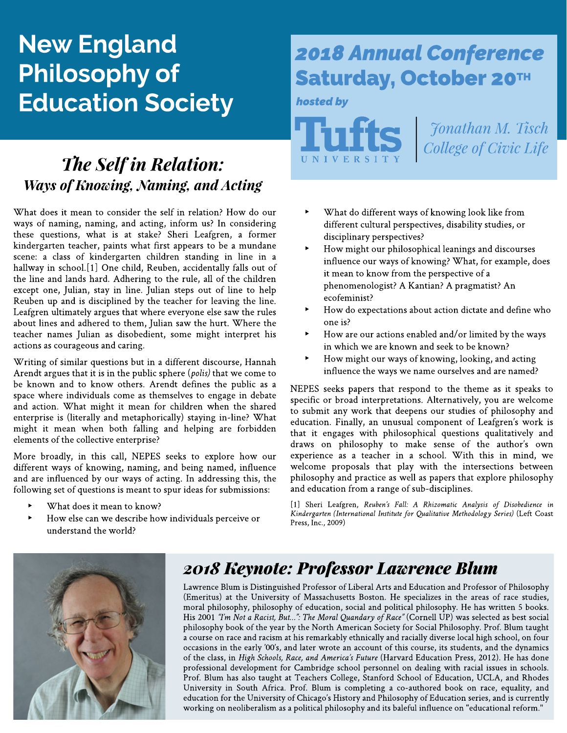# New England Philosophy of Education Society

## 2018 Annual Conference
## Saturday, October 20TH

*hosted by*

Tufts UNIVERSITY | *Jonathan M. Tisch College of Civic Life*

## *The Self in Relation:*
### *Ways of Knowing, Naming, and Acting*

What does it mean to consider the self in relation? How do our ways of naming, naming, and acting, inform us? In considering these questions, what is at stake? Sheri Leafgren, a former kindergarten teacher, paints what first appears to be a mundane scene: a class of kindergarten children standing in line in a hallway in school.[1] One child, Reuben, accidentally falls out of the line and lands hard. Adhering to the rule, all of the children except one, Julian, stay in line. Julian steps out of line to help Reuben up and is disciplined by the teacher for leaving the line. Leafgren ultimately argues that where everyone else saw the rules about lines and adhered to them, Julian saw the hurt. Where the teacher names Julian as disobedient, some might interpret his actions as courageous and caring.

Writing of similar questions but in a different discourse, Hannah Arendt argues that it is in the public sphere (*polis*) that we come to be known and to know others. Arendt defines the public as a space where individuals come as themselves to engage in debate and action. What might it mean for children when the shared enterprise is (literally and metaphorically) staying in-line? What might it mean when both falling and helping are forbidden elements of the collective enterprise?

More broadly, in this call, NEPES seeks to explore how our different ways of knowing, naming, and being named, influence and are influenced by our ways of acting. In addressing this, the following set of questions is meant to spur ideas for submissions:

- What does it mean to know?
- How else can we describe how individuals perceive or understand the world?
- What do different ways of knowing look like from different cultural perspectives, disability studies, or disciplinary perspectives?
- How might our philosophical leanings and discourses influence our ways of knowing? What, for example, does it mean to know from the perspective of a phenomenologist? A Kantian? A pragmatist? An ecofeminist?
- How do expectations about action dictate and define who one is?
- How are our actions enabled and/or limited by the ways in which we are known and seek to be known?
- How might our ways of knowing, looking, and acting influence the ways we name ourselves and are named?

NEPES seeks papers that respond to the theme as it speaks to specific or broad interpretations. Alternatively, you are welcome to submit any work that deepens our studies of philosophy and education. Finally, an unusual component of Leafgren's work is that it engages with philosophical questions qualitatively and draws on philosophy to make sense of the author's own experience as a teacher in a school. With this in mind, we welcome proposals that play with the intersections between philosophy and practice as well as papers that explore philosophy and education from a range of sub-disciplines.

[1] Sheri Leafgren, *Reuben's Fall: A Rhizomatic Analysis of Disobedience in Kindergarten (International Institute for Qualitative Methodology Series)* (Left Coast Press, Inc., 2009)

## *2018 Keynote: Professor Lawrence Blum*

Lawrence Blum is Distinguished Professor of Liberal Arts and Education and Professor of Philosophy (Emeritus) at the University of Massachusetts Boston. He specializes in the areas of race studies, moral philosophy, philosophy of education, social and political philosophy. He has written 5 books. His 2001 *"I'm Not a Racist, But...": The Moral Quandary of Race"* (Cornell UP) was selected as best social philosophy book of the year by the North American Society for Social Philosophy. Prof. Blum taught a course on race and racism at his remarkably ethnically and racially diverse local high school, on four occasions in the early '00's, and later wrote an account of this course, its students, and the dynamics of the class, in *High Schools, Race, and America's Future* (Harvard Education Press, 2012). He has done professional development for Cambridge school personnel on dealing with racial issues in schools. Prof. Blum has also taught at Teachers College, Stanford School of Education, UCLA, and Rhodes University in South Africa. Prof. Blum is completing a co-authored book on race, equality, and education for the University of Chicago's History and Philosophy of Education series, and is currently working on neoliberalism as a political philosophy and its baleful influence on "educational reform."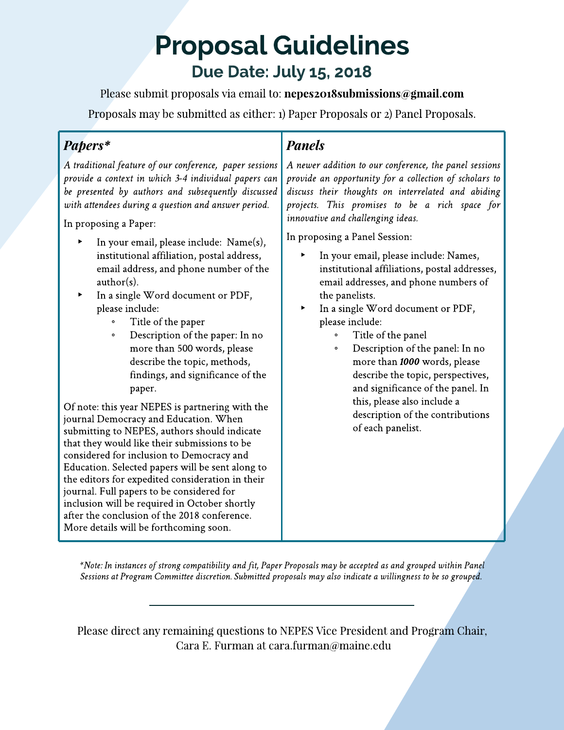# Proposal Guidelines

## Due Date: July 15, 2018

Please submit proposals via email to: **nepes2018submissions@gmail.com**

Proposals may be submitted as either: 1) Paper Proposals or 2) Panel Proposals.

### *Papers**

*A traditional feature of our conference, paper sessions provide a context in which 3-4 individual papers can be presented by authors and subsequently discussed with attendees during a question and answer period.*

In proposing a Paper:

- In your email, please include: Name(s), institutional affiliation, postal address, email address, and phone number of the author(s).
- In a single Word document or PDF, please include:
  - Title of the paper
  - Description of the paper: In no more than 500 words, please describe the topic, methods, findings, and significance of the paper.

Of note: this year NEPES is partnering with the journal Democracy and Education. When submitting to NEPES, authors should indicate that they would like their submissions to be considered for inclusion to Democracy and Education. Selected papers will be sent along to the editors for expedited consideration in their journal. Full papers to be considered for inclusion will be required in October shortly after the conclusion of the 2018 conference. More details will be forthcoming soon.

### *Panels*

*A newer addition to our conference, the panel sessions provide an opportunity for a collection of scholars to discuss their thoughts on interrelated and abiding projects. This promises to be a rich space for innovative and challenging ideas.*

In proposing a Panel Session:

- In your email, please include: Names, institutional affiliations, postal addresses, email addresses, and phone numbers of the panelists.
- In a single Word document or PDF, please include:
  - Title of the panel
  - Description of the panel: In no more than ***1000*** words, please describe the topic, perspectives, and significance of the panel. In this, please also include a description of the contributions of each panelist.

*\*Note: In instances of strong compatibility and fit, Paper Proposals may be accepted as and grouped within Panel Sessions at Program Committee discretion. Submitted proposals may also indicate a willingness to be so grouped.*

---

Please direct any remaining questions to NEPES Vice President and Program Chair, Cara E. Furman at cara.furman@maine.edu